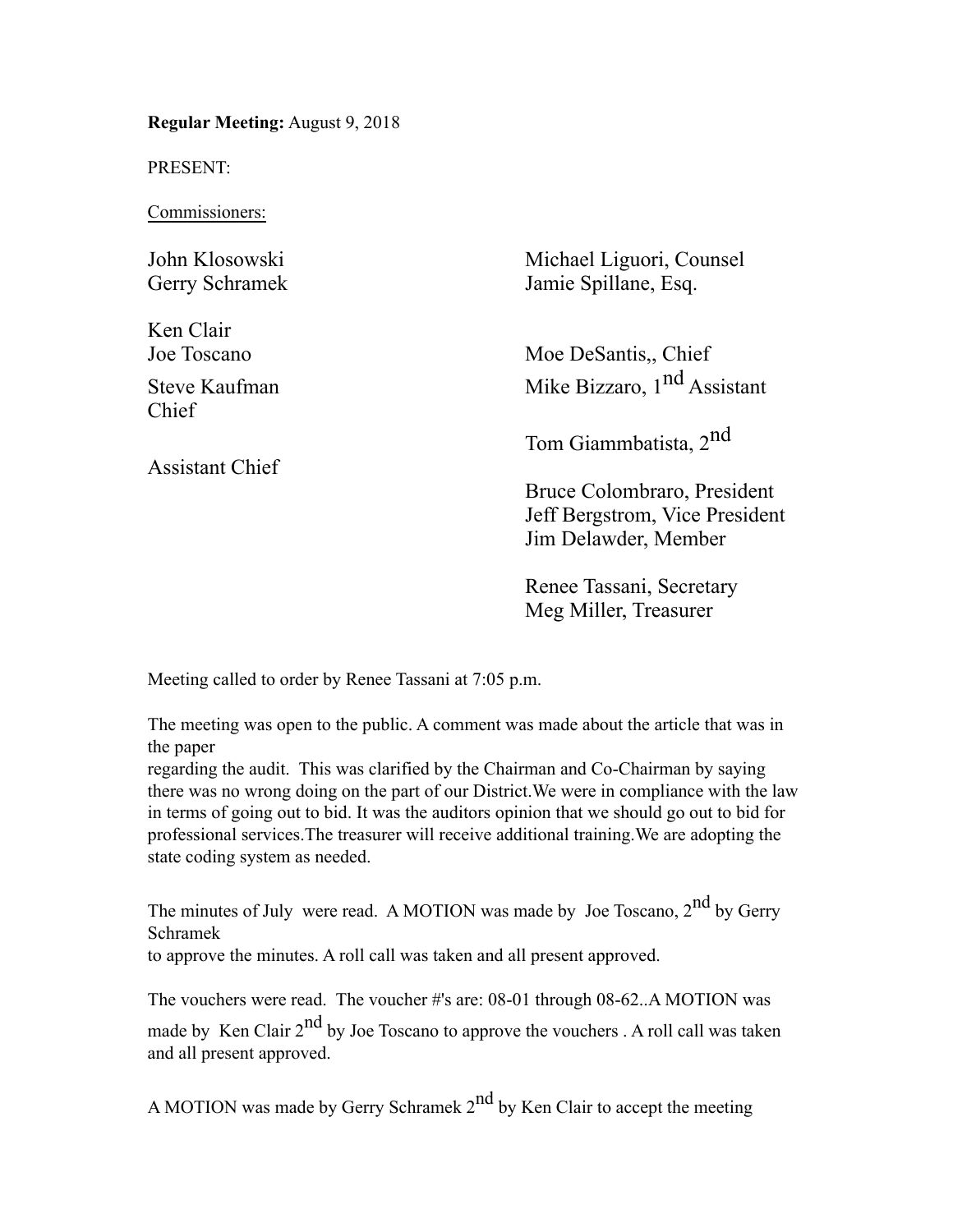**Regular Meeting:** August 9, 2018

PRESENT:

Commissioners:

John Klosowski
Gerry Schramek

Ken Clair
Joe Toscano
Steve Kaufman
Chief

Assistant Chief

Michael Liguori, Counsel
Jamie Spillane, Esq.

Moe DeSantis,, Chief
Mike Bizzaro, 1nd Assistant

Tom Giammbatista, 2nd

Bruce Colombraro, President
Jeff Bergstrom, Vice President
Jim Delawder, Member

Renee Tassani, Secretary
Meg Miller, Treasurer

Meeting called to order by Renee Tassani at 7:05 p.m.

The meeting was open to the public. A comment was made about the article that was in the paper
regarding the audit. This was clarified by the Chairman and Co-Chairman by saying there was no wrong doing on the part of our District.We were in compliance with the law in terms of going out to bid. It was the auditors opinion that we should go out to bid for professional services.The treasurer will receive additional training.We are adopting the state coding system as needed.

The minutes of July were read. A MOTION was made by Joe Toscano, 2nd by Gerry Schramek
to approve the minutes. A roll call was taken and all present approved.

The vouchers were read. The voucher #'s are: 08-01 through 08-62..A MOTION was made by Ken Clair 2nd by Joe Toscano to approve the vouchers . A roll call was taken and all present approved.

A MOTION was made by Gerry Schramek 2nd by Ken Clair to accept the meeting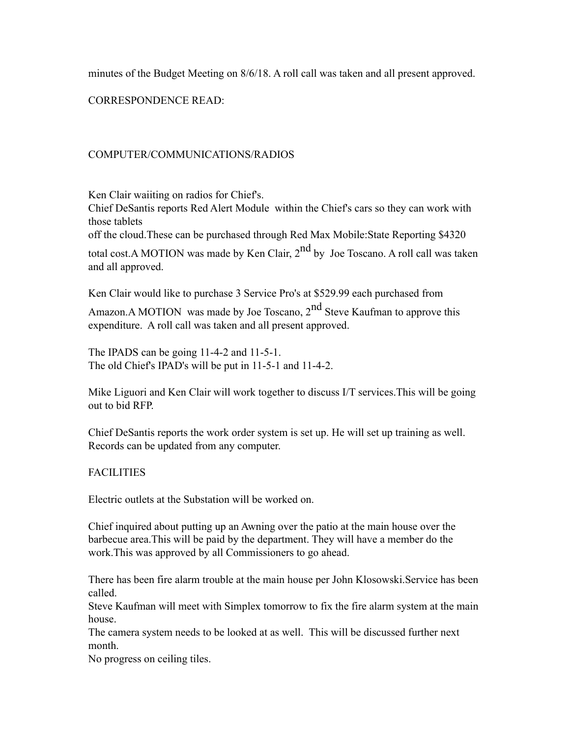minutes of the Budget Meeting on 8/6/18. A roll call was taken and all present approved.

CORRESPONDENCE READ:

COMPUTER/COMMUNICATIONS/RADIOS

Ken Clair waiiting on radios for Chief's.
Chief DeSantis reports Red Alert Module within the Chief's cars so they can work with those tablets
off the cloud.These can be purchased through Red Max Mobile:State Reporting $4320 total cost.A MOTION was made by Ken Clair, 2nd by Joe Toscano. A roll call was taken and all approved.

Ken Clair would like to purchase 3 Service Pro's at $529.99 each purchased from Amazon.A MOTION was made by Joe Toscano, 2nd Steve Kaufman to approve this expenditure. A roll call was taken and all present approved.

The IPADS can be going 11-4-2 and 11-5-1.
The old Chief's IPAD's will be put in 11-5-1 and 11-4-2.

Mike Liguori and Ken Clair will work together to discuss I/T services.This will be going out to bid RFP.

Chief DeSantis reports the work order system is set up. He will set up training as well. Records can be updated from any computer.

FACILITIES

Electric outlets at the Substation will be worked on.

Chief inquired about putting up an Awning over the patio at the main house over the barbecue area.This will be paid by the department. They will have a member do the work.This was approved by all Commissioners to go ahead.

There has been fire alarm trouble at the main house per John Klosowski.Service has been called.
Steve Kaufman will meet with Simplex tomorrow to fix the fire alarm system at the main house.
The camera system needs to be looked at as well. This will be discussed further next month.
No progress on ceiling tiles.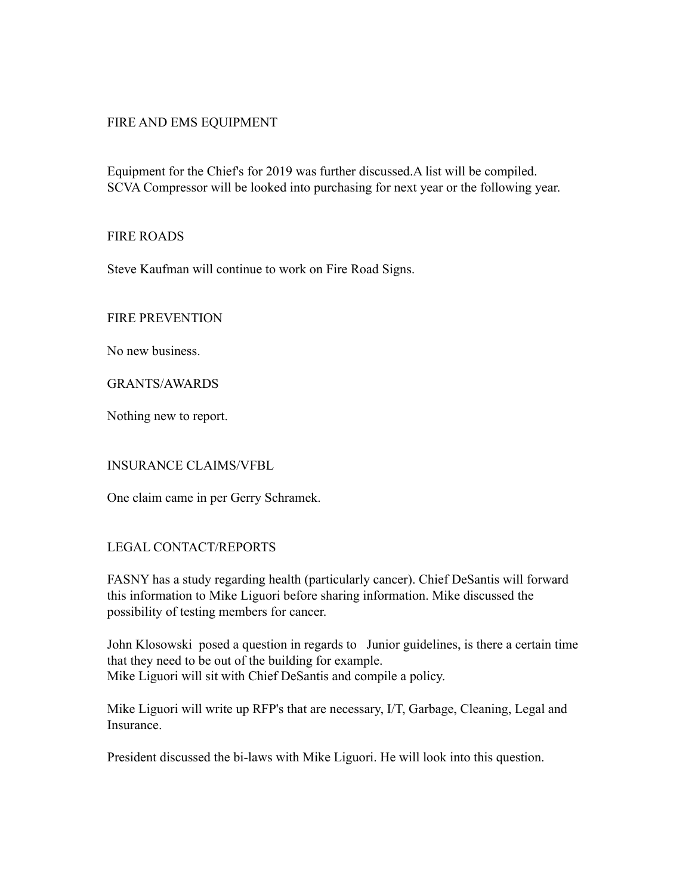## FIRE AND EMS EQUIPMENT

Equipment for the Chief's for 2019 was further discussed.A list will be compiled.
SCVA Compressor will be looked into purchasing for next year or the following year.

## FIRE ROADS

Steve Kaufman will continue to work on Fire Road Signs.

## FIRE PREVENTION

No new business.

## GRANTS/AWARDS

Nothing new to report.

## INSURANCE CLAIMS/VFBL

One claim came in per Gerry Schramek.

## LEGAL CONTACT/REPORTS

FASNY has a study regarding health (particularly cancer). Chief DeSantis will forward this information to Mike Liguori before sharing information. Mike discussed the possibility of testing members for cancer.

John Klosowski posed a question in regards to Junior guidelines, is there a certain time that they need to be out of the building for example.
Mike Liguori will sit with Chief DeSantis and compile a policy.

Mike Liguori will write up RFP's that are necessary, I/T, Garbage, Cleaning, Legal and Insurance.

President discussed the bi-laws with Mike Liguori. He will look into this question.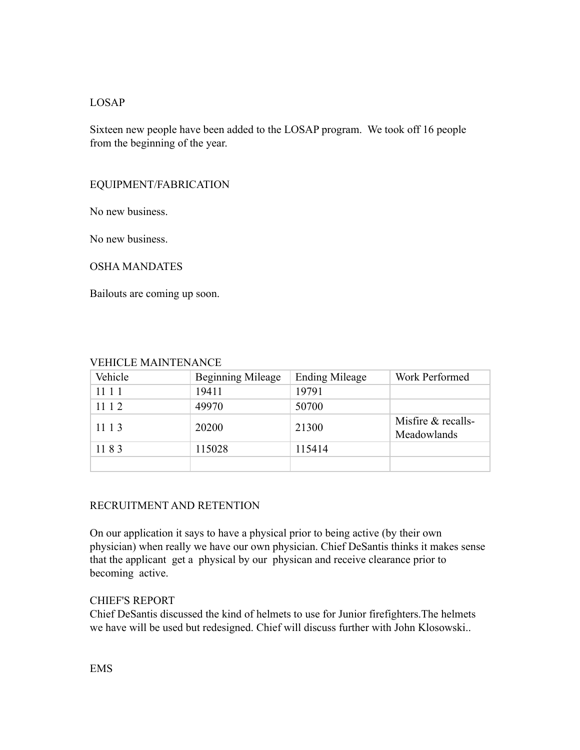## LOSAP

Sixteen new people have been added to the LOSAP program. We took off 16 people from the beginning of the year.

## EQUIPMENT/FABRICATION

No new business.

No new business.

## OSHA MANDATES

Bailouts are coming up soon.

## VEHICLE MAINTENANCE

| Vehicle | Beginning Mileage | Ending Mileage | Work Performed |
|---|---|---|---|
| 11 1 1 | 19411 | 19791 | |
| 11 1 2 | 49970 | 50700 | |
| 11 1 3 | 20200 | 21300 | Misfire & recalls- Meadowlands |
| 11 8 3 | 115028 | 115414 | |
| | | | |

## RECRUITMENT AND RETENTION

On our application it says to have a physical prior to being active (by their own physician) when really we have our own physician. Chief DeSantis thinks it makes sense that the applicant get a physical by our physican and receive clearance prior to becoming active.

## CHIEF'S REPORT

Chief DeSantis discussed the kind of helmets to use for Junior firefighters.The helmets we have will be used but redesigned. Chief will discuss further with John Klosowski..

## EMS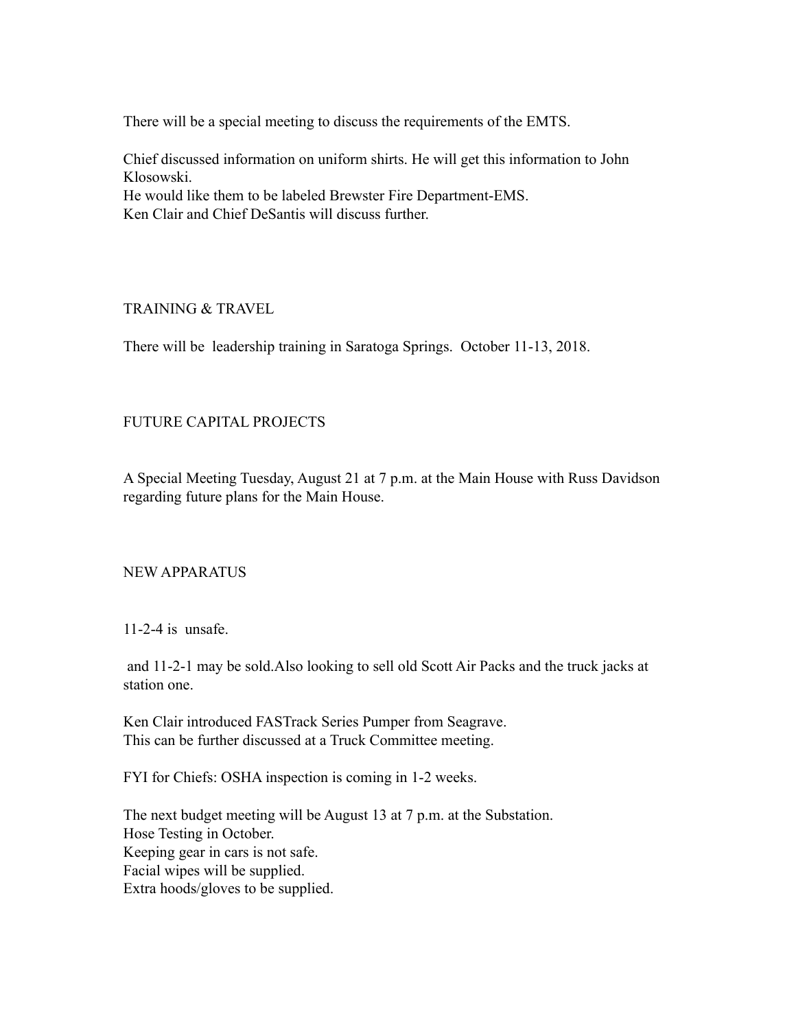There will be a special meeting to discuss the requirements of the EMTS.

Chief discussed information on uniform shirts. He will get this information to John Klosowski.
He would like them to be labeled Brewster Fire Department-EMS.
Ken Clair and Chief DeSantis will discuss further.

## TRAINING & TRAVEL

There will be leadership training in Saratoga Springs. October 11-13, 2018.

## FUTURE CAPITAL PROJECTS

A Special Meeting Tuesday, August 21 at 7 p.m. at the Main House with Russ Davidson regarding future plans for the Main House.

## NEW APPARATUS

11-2-4 is unsafe.

and 11-2-1 may be sold.Also looking to sell old Scott Air Packs and the truck jacks at station one.

Ken Clair introduced FASTrack Series Pumper from Seagrave.
This can be further discussed at a Truck Committee meeting.

FYI for Chiefs: OSHA inspection is coming in 1-2 weeks.

The next budget meeting will be August 13 at 7 p.m. at the Substation.
Hose Testing in October.
Keeping gear in cars is not safe.
Facial wipes will be supplied.
Extra hoods/gloves to be supplied.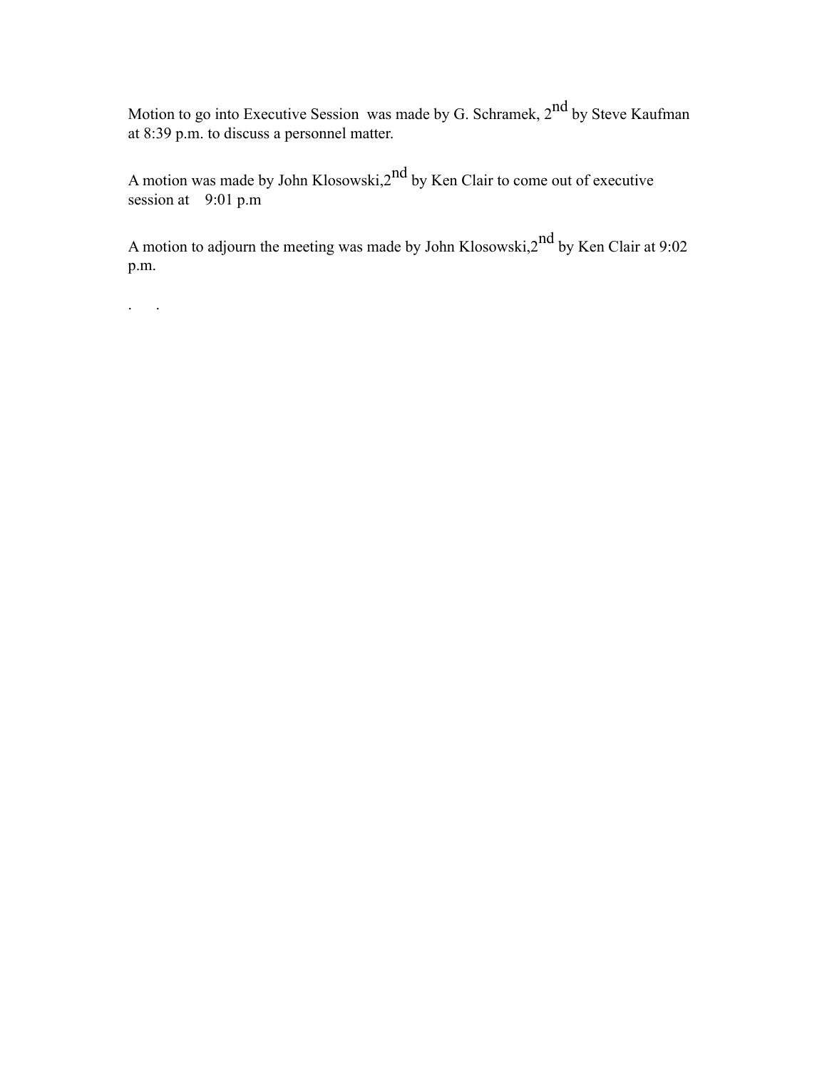Motion to go into Executive Session was made by G. Schramek, 2nd by Steve Kaufman at 8:39 p.m. to discuss a personnel matter.

A motion was made by John Klosowski,2nd by Ken Clair to come out of executive session at 9:01 p.m

A motion to adjourn the meeting was made by John Klosowski,2nd by Ken Clair at 9:02 p.m.

. .